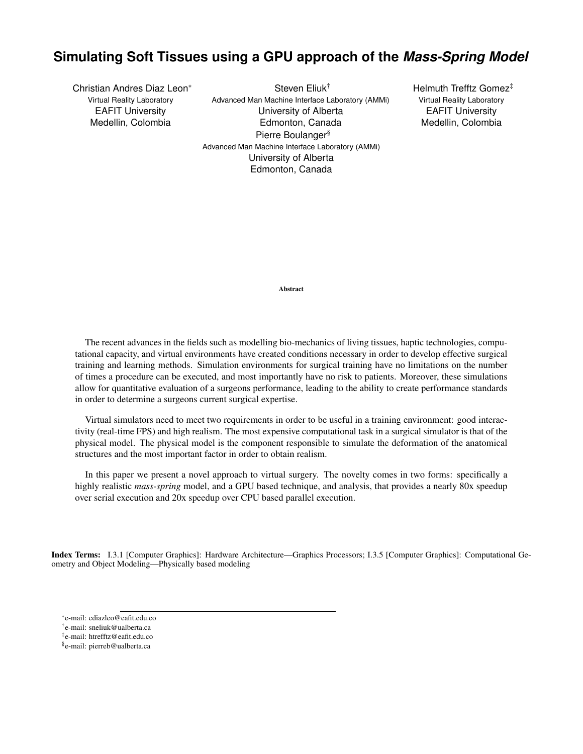# Simulating Soft Tissues using a GPU approach of the *Mass-Spring Model*

Christian Andres Diaz Leon[*]
Virtual Reality Laboratory
EAFIT University
Medellin, Colombia

Steven Eliuk[†]
Advanced Man Machine Interface Laboratory (AMMi)
University of Alberta
Edmonton, Canada

Helmuth Trefftz Gomez[‡]
Virtual Reality Laboratory
EAFIT University
Medellin, Colombia

Pierre Boulanger[§]
Advanced Man Machine Interface Laboratory (AMMi)
University of Alberta
Edmonton, Canada

**Abstract**

The recent advances in the fields such as modelling bio-mechanics of living tissues, haptic technologies, computational capacity, and virtual environments have created conditions necessary in order to develop effective surgical training and learning methods. Simulation environments for surgical training have no limitations on the number of times a procedure can be executed, and most importantly have no risk to patients. Moreover, these simulations allow for quantitative evaluation of a surgeons performance, leading to the ability to create performance standards in order to determine a surgeons current surgical expertise.

Virtual simulators need to meet two requirements in order to be useful in a training environment: good interactivity (real-time FPS) and high realism. The most expensive computational task in a surgical simulator is that of the physical model. The physical model is the component responsible to simulate the deformation of the anatomical structures and the most important factor in order to obtain realism.

In this paper we present a novel approach to virtual surgery. The novelty comes in two forms: specifically a highly realistic *mass-spring* model, and a GPU based technique, and analysis, that provides a nearly 80x speedup over serial execution and 20x speedup over CPU based parallel execution.

**Index Terms:** I.3.1 [Computer Graphics]: Hardware Architecture—Graphics Processors; I.3.5 [Computer Graphics]: Computational Geometry and Object Modeling—Physically based modeling

[*]e-mail: cdiazleo@eafit.edu.co
[†]e-mail: sneliuk@ualberta.ca
[‡]e-mail: htrefftz@eafit.edu.co
[§]e-mail: pierreb@ualberta.ca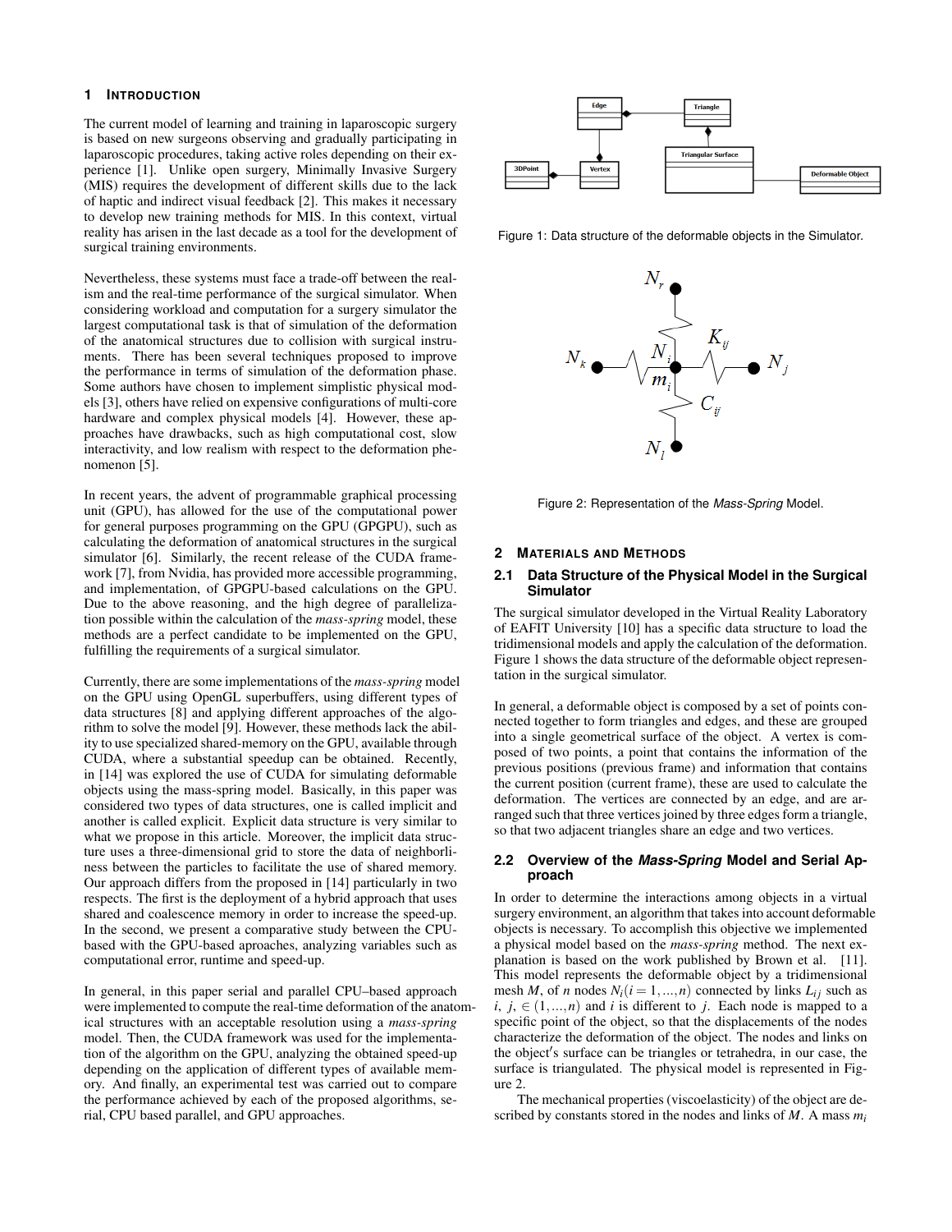## 1 INTRODUCTION

The current model of learning and training in laparoscopic surgery is based on new surgeons observing and gradually participating in laparoscopic procedures, taking active roles depending on their experience [1]. Unlike open surgery, Minimally Invasive Surgery (MIS) requires the development of different skills due to the lack of haptic and indirect visual feedback [2]. This makes it necessary to develop new training methods for MIS. In this context, virtual reality has arisen in the last decade as a tool for the development of surgical training environments.

Nevertheless, these systems must face a trade-off between the realism and the real-time performance of the surgical simulator. When considering workload and computation for a surgery simulator the largest computational task is that of simulation of the deformation of the anatomical structures due to collision with surgical instruments. There has been several techniques proposed to improve the performance in terms of simulation of the deformation phase. Some authors have chosen to implement simplistic physical models [3], others have relied on expensive configurations of multi-core hardware and complex physical models [4]. However, these approaches have drawbacks, such as high computational cost, slow interactivity, and low realism with respect to the deformation phenomenon [5].

In recent years, the advent of programmable graphical processing unit (GPU), has allowed for the use of the computational power for general purposes programming on the GPU (GPGPU), such as calculating the deformation of anatomical structures in the surgical simulator [6]. Similarly, the recent release of the CUDA framework [7], from Nvidia, has provided more accessible programming, and implementation, of GPGPU-based calculations on the GPU. Due to the above reasoning, and the high degree of parallelization possible within the calculation of the *mass-spring* model, these methods are a perfect candidate to be implemented on the GPU, fulfilling the requirements of a surgical simulator.

Currently, there are some implementations of the *mass-spring* model on the GPU using OpenGL superbuffers, using different types of data structures [8] and applying different approaches of the algorithm to solve the model [9]. However, these methods lack the ability to use specialized shared-memory on the GPU, available through CUDA, where a substantial speedup can be obtained. Recently, in [14] was explored the use of CUDA for simulating deformable objects using the mass-spring model. Basically, in this paper was considered two types of data structures, one is called implicit and another is called explicit. Explicit data structure is very similar to what we propose in this article. Moreover, the implicit data structure uses a three-dimensional grid to store the data of neighborliness between the particles to facilitate the use of shared memory. Our approach differs from the proposed in [14] particularly in two respects. The first is the deployment of a hybrid approach that uses shared and coalescence memory in order to increase the speed-up. In the second, we present a comparative study between the CPU-based with the GPU-based aproaches, analyzing variables such as computational error, runtime and speed-up.

In general, in this paper serial and parallel CPU–based approach were implemented to compute the real-time deformation of the anatomical structures with an acceptable resolution using a *mass-spring* model. Then, the CUDA framework was used for the implementation of the algorithm on the GPU, analyzing the obtained speed-up depending on the application of different types of available memory. And finally, an experimental test was carried out to compare the performance achieved by each of the proposed algorithms, serial, CPU based parallel, and GPU approaches.

Figure 1: Data structure of the deformable objects in the Simulator.

Figure 2: Representation of the *Mass-Spring* Model.

## 2 MATERIALS AND METHODS

### 2.1 Data Structure of the Physical Model in the Surgical Simulator

The surgical simulator developed in the Virtual Reality Laboratory of EAFIT University [10] has a specific data structure to load the tridimensional models and apply the calculation of the deformation. Figure 1 shows the data structure of the deformable object representation in the surgical simulator.

In general, a deformable object is composed by a set of points connected together to form triangles and edges, and these are grouped into a single geometrical surface of the object. A vertex is composed of two points, a point that contains the information of the previous positions (previous frame) and information that contains the current position (current frame), these are used to calculate the deformation. The vertices are connected by an edge, and are arranged such that three vertices joined by three edges form a triangle, so that two adjacent triangles share an edge and two vertices.

### 2.2 Overview of the *Mass-Spring* Model and Serial Approach

In order to determine the interactions among objects in a virtual surgery environment, an algorithm that takes into account deformable objects is necessary. To accomplish this objective we implemented a physical model based on the *mass-spring* method. The next explanation is based on the work published by Brown et al. [11]. This model represents the deformable object by a tridimensional mesh $M$, of $n$ nodes $N_i (i = 1, ..., n)$ connected by links $L_{ij}$ such as $i$, $j$, $\in (1, ..., n)$ and $i$ is different to $j$. Each node is mapped to a specific point of the object, so that the displacements of the nodes characterize the deformation of the object. The nodes and links on the object′s surface can be triangles or tetrahedra, in our case, the surface is triangulated. The physical model is represented in Figure 2.

The mechanical properties (viscoelasticity) of the object are described by constants stored in the nodes and links of $M$. A mass $m_i$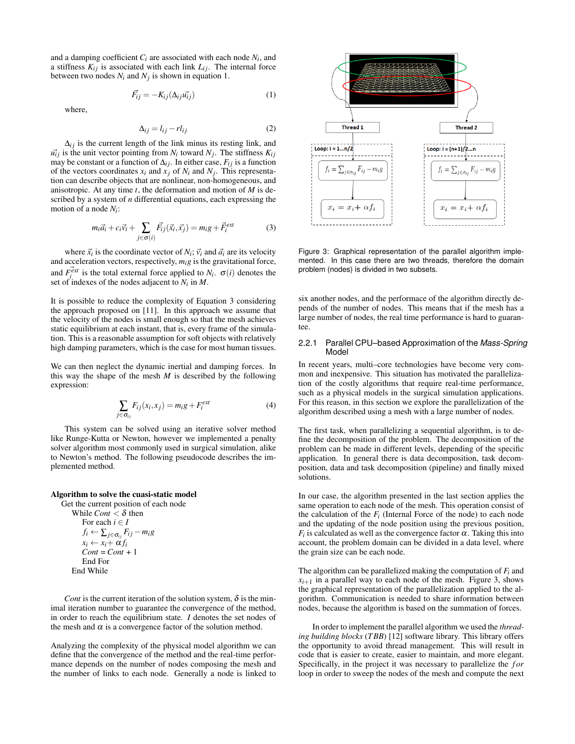and a damping coefficient $C_i$ are associated with each node $N_i$, and a stiffness $K_{ij}$ is associated with each link $L_{ij}$. The internal force between two nodes $N_i$ and $N_j$ is shown in equation 1.

$$\vec{F_{ij}} = -K_{ij}(\Delta_{ij}\vec{u_{ij}}) \tag{1}$$

where,

$$\Delta_{ij} = l_{ij} - rl_{ij} \tag{2}$$

$\Delta_{ij}$ is the current length of the link minus its resting link, and $\vec{u_{ij}}$ is the unit vector pointing from $N_i$ toward $N_j$. The stiffness $K_{ij}$ may be constant or a function of $\Delta_{ij}$. In either case, $F_{ij}$ is a function of the vectors coordinates $x_i$ and $x_j$ of $N_i$ and $N_j$. This representation can describe objects that are nonlinear, non-homogeneous, and anisotropic. At any time $t$, the deformation and motion of $M$ is described by a system of $n$ differential equations, each expressing the motion of a node $N_i$:

$$m_i\vec{a_i} + c_i\vec{v_i} + \sum_{j\in\sigma(i)} \vec{F_{ij}}(\vec{x_i}, \vec{x_j}) = m_i g + \vec{F}_i^{ext} \tag{3}$$

where $\vec{x_i}$ is the coordinate vector of $N_i$; $\vec{v_i}$ and $\vec{a_i}$ are its velocity and acceleration vectors, respectively, $m_i g$ is the gravitational force, and $\vec{F_i^{ext}}$ is the total external force applied to $N_i$. $\sigma(i)$ denotes the set of indexes of the nodes adjacent to $N_i$ in $M$.

It is possible to reduce the complexity of Equation 3 considering the approach proposed on [11]. In this approach we assume that the velocity of the nodes is small enough so that the mesh achieves static equilibrium at each instant, that is, every frame of the simulation. This is a reasonable assumption for soft objects with relatively high damping parameters, which is the case for most human tissues.

We can then neglect the dynamic inertial and damping forces. In this way the shape of the mesh $M$ is described by the following expression:

$$\sum_{j\in\sigma_{ij}} F_{ij}(x_i, x_j) = m_i g + F_i^{ext} \tag{4}$$

This system can be solved using an iterative solver method like Runge-Kutta or Newton, however we implemented a penalty solver algorithm most commonly used in surgical simulation, alike to Newton's method. The following pseudocode describes the implemented method.

**Algorithm to solve the cuasi-static model**

Get the current position of each node
- While $Cont < \delta$ then
  - For each $i \in I$
  - $f_i \leftarrow \sum_{j\in\sigma_{ij}} F_{ij} - m_i g$
  - $x_i \leftarrow x_i + \alpha f_i$
  - $Cont = Cont + 1$
  - End For
- End While

*Cont* is the current iteration of the solution system, $\delta$ is the minimal iteration number to guarantee the convergence of the method, in order to reach the equilibrium state. $I$ denotes the set nodes of the mesh and $\alpha$ is a convergence factor of the solution method.

Analyzing the complexity of the physical model algorithm we can define that the convergence of the method and the real-time performance depends on the number of nodes composing the mesh and the number of links to each node. Generally a node is linked to six another nodes, and the performace of the algorithm directly depends of the number of nodes. This means that if the mesh has a large number of nodes, the real time performance is hard to guarantee.

Figure 3: Graphical representation of the parallel algorithm implemented. In this case there are two threads, therefore the domain problem (nodes) is divided in two subsets.

### 2.2.1 Parallel CPU–based Approximation of the *Mass-Spring* Model

In recent years, multi–core technologies have become very common and inexpensive. This situation has motivated the parallelization of the costly algorithms that require real-time performance, such as a physical models in the surgical simulation applications. For this reason, in this section we explore the parallelization of the algorithm described using a mesh with a large number of nodes.

The first task, when parallelizing a sequential algorithm, is to define the decomposition of the problem. The decomposition of the problem can be made in different levels, depending of the specific application. In general there is data decomposition, task decomposition, data and task decomposition (pipeline) and finally mixed solutions.

In our case, the algorithm presented in the last section applies the same operation to each node of the mesh. This operation consist of the calculation of the $F_i$ (Internal Force of the node) to each node and the updating of the node position using the previous position, $F_i$ is calculated as well as the convergence factor $\alpha$. Taking this into account, the problem domain can be divided in a data level, where the grain size can be each node.

The algorithm can be parallelized making the computation of $F_i$ and $x_{i+1}$ in a parallel way to each node of the mesh. Figure 3, shows the graphical representation of the parallelization applied to the algorithm. Communication is needed to share information between nodes, because the algorithm is based on the summation of forces.

In order to implement the parallel algorithm we used the *threading building blocks* (*TBB*) [12] software library. This library offers the opportunity to avoid thread management. This will result in code that is easier to create, easier to maintain, and more elegant. Specifically, in the project it was necessary to parallelize the *for* loop in order to sweep the nodes of the mesh and compute the next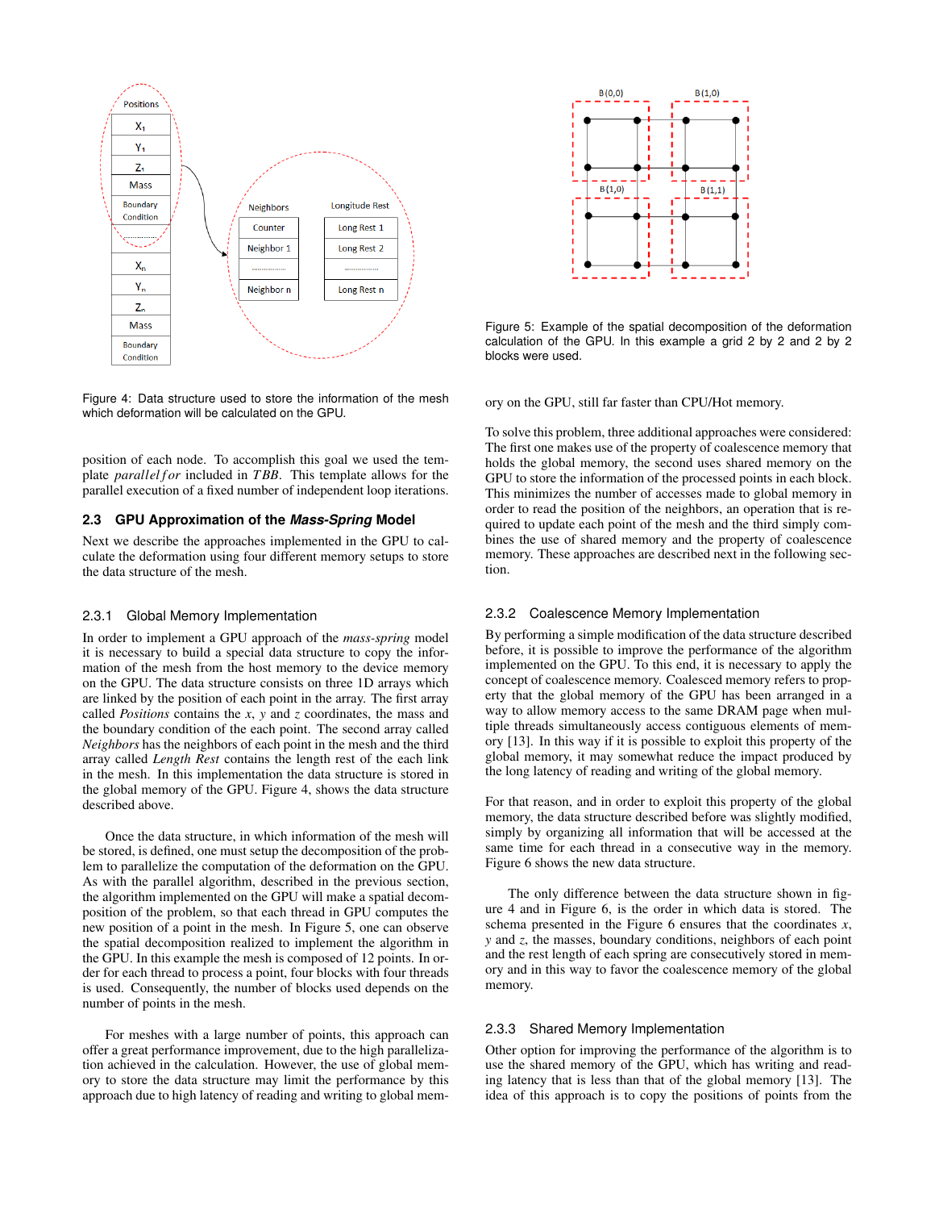Figure 4: Data structure used to store the information of the mesh which deformation will be calculated on the GPU.

position of each node. To accomplish this goal we used the template *parallel for* included in *TBB*. This template allows for the parallel execution of a fixed number of independent loop iterations.

## 2.3 GPU Approximation of the *Mass-Spring* Model

Next we describe the approaches implemented in the GPU to calculate the deformation using four different memory setups to store the data structure of the mesh.

### 2.3.1 Global Memory Implementation

In order to implement a GPU approach of the *mass-spring* model it is necessary to build a special data structure to copy the information of the mesh from the host memory to the device memory on the GPU. The data structure consists on three 1D arrays which are linked by the position of each point in the array. The first array called *Positions* contains the $x$, $y$ and $z$ coordinates, the mass and the boundary condition of the each point. The second array called *Neighbors* has the neighbors of each point in the mesh and the third array called *Length Rest* contains the length rest of the each link in the mesh. In this implementation the data structure is stored in the global memory of the GPU. Figure 4, shows the data structure described above.

Once the data structure, in which information of the mesh will be stored, is defined, one must setup the decomposition of the problem to parallelize the computation of the deformation on the GPU. As with the parallel algorithm, described in the previous section, the algorithm implemented on the GPU will make a spatial decomposition of the problem, so that each thread in GPU computes the new position of a point in the mesh. In Figure 5, one can observe the spatial decomposition realized to implement the algorithm in the GPU. In this example the mesh is composed of 12 points. In order for each thread to process a point, four blocks with four threads is used. Consequently, the number of blocks used depends on the number of points in the mesh.

For meshes with a large number of points, this approach can offer a great performance improvement, due to the high parallelization achieved in the calculation. However, the use of global memory to store the data structure may limit the performance by this approach due to high latency of reading and writing to global memory on the GPU, still far faster than CPU/Hot memory.

Figure 5: Example of the spatial decomposition of the deformation calculation of the GPU. In this example a grid 2 by 2 and 2 by 2 blocks were used.

To solve this problem, three additional approaches were considered: The first one makes use of the property of coalescence memory that holds the global memory, the second uses shared memory on the GPU to store the information of the processed points in each block. This minimizes the number of accesses made to global memory in order to read the position of the neighbors, an operation that is required to update each point of the mesh and the third simply combines the use of shared memory and the property of coalescence memory. These approaches are described next in the following section.

### 2.3.2 Coalescence Memory Implementation

By performing a simple modification of the data structure described before, it is possible to improve the performance of the algorithm implemented on the GPU. To this end, it is necessary to apply the concept of coalescence memory. Coalesced memory refers to property that the global memory of the GPU has been arranged in a way to allow memory access to the same DRAM page when multiple threads simultaneously access contiguous elements of memory [13]. In this way if it is possible to exploit this property of the global memory, it may somewhat reduce the impact produced by the long latency of reading and writing of the global memory.

For that reason, and in order to exploit this property of the global memory, the data structure described before was slightly modified, simply by organizing all information that will be accessed at the same time for each thread in a consecutive way in the memory. Figure 6 shows the new data structure.

The only difference between the data structure shown in figure 4 and in Figure 6, is the order in which data is stored. The schema presented in the Figure 6 ensures that the coordinates $x$, $y$ and $z$, the masses, boundary conditions, neighbors of each point and the rest length of each spring are consecutively stored in memory and in this way to favor the coalescence memory of the global memory.

### 2.3.3 Shared Memory Implementation

Other option for improving the performance of the algorithm is to use the shared memory of the GPU, which has writing and reading latency that is less than that of the global memory [13]. The idea of this approach is to copy the positions of points from the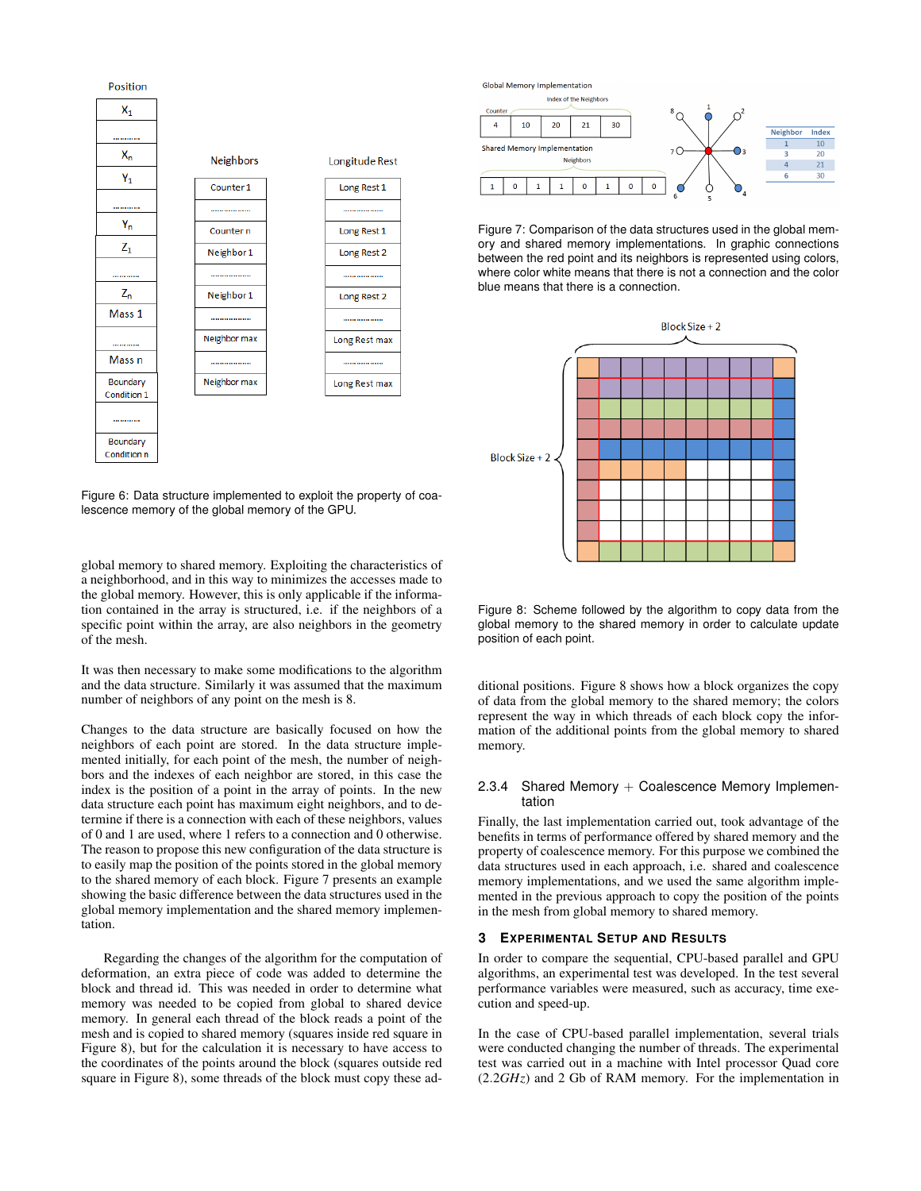Figure 6: Data structure implemented to exploit the property of coalescence memory of the global memory of the GPU.

global memory to shared memory. Exploiting the characteristics of a neighborhood, and in this way to minimizes the accesses made to the global memory. However, this is only applicable if the information contained in the array is structured, i.e. if the neighbors of a specific point within the array, are also neighbors in the geometry of the mesh.

It was then necessary to make some modifications to the algorithm and the data structure. Similarly it was assumed that the maximum number of neighbors of any point on the mesh is 8.

Changes to the data structure are basically focused on how the neighbors of each point are stored. In the data structure implemented initially, for each point of the mesh, the number of neighbors and the indexes of each neighbor are stored, in this case the index is the position of a point in the array of points. In the new data structure each point has maximum eight neighbors, and to determine if there is a connection with each of these neighbors, values of 0 and 1 are used, where 1 refers to a connection and 0 otherwise. The reason to propose this new configuration of the data structure is to easily map the position of the points stored in the global memory to the shared memory of each block. Figure 7 presents an example showing the basic difference between the data structures used in the global memory implementation and the shared memory implementation.

Regarding the changes of the algorithm for the computation of deformation, an extra piece of code was added to determine the block and thread id. This was needed in order to determine what memory was needed to be copied from global to shared device memory. In general each thread of the block reads a point of the mesh and is copied to shared memory (squares inside red square in Figure 8), but for the calculation it is necessary to have access to the coordinates of the points around the block (squares outside red square in Figure 8), some threads of the block must copy these additional positions. Figure 8 shows how a block organizes the copy of data from the global memory to the shared memory; the colors represent the way in which threads of each block copy the information of the additional points from the global memory to shared memory.

Figure 7: Comparison of the data structures used in the global memory and shared memory implementations. In graphic connections between the red point and its neighbors is represented using colors, where color white means that there is not a connection and the color blue means that there is a connection.

Figure 8: Scheme followed by the algorithm to copy data from the global memory to the shared memory in order to calculate update position of each point.

#### 2.3.4 Shared Memory + Coalescence Memory Implementation

Finally, the last implementation carried out, took advantage of the benefits in terms of performance offered by shared memory and the property of coalescence memory. For this purpose we combined the data structures used in each approach, i.e. shared and coalescence memory implementations, and we used the same algorithm implemented in the previous approach to copy the position of the points in the mesh from global memory to shared memory.

## 3 Experimental Setup and Results

In order to compare the sequential, CPU-based parallel and GPU algorithms, an experimental test was developed. In the test several performance variables were measured, such as accuracy, time execution and speed-up.

In the case of CPU-based parallel implementation, several trials were conducted changing the number of threads. The experimental test was carried out in a machine with Intel processor Quad core ($2.2GHz$) and 2 Gb of RAM memory. For the implementation in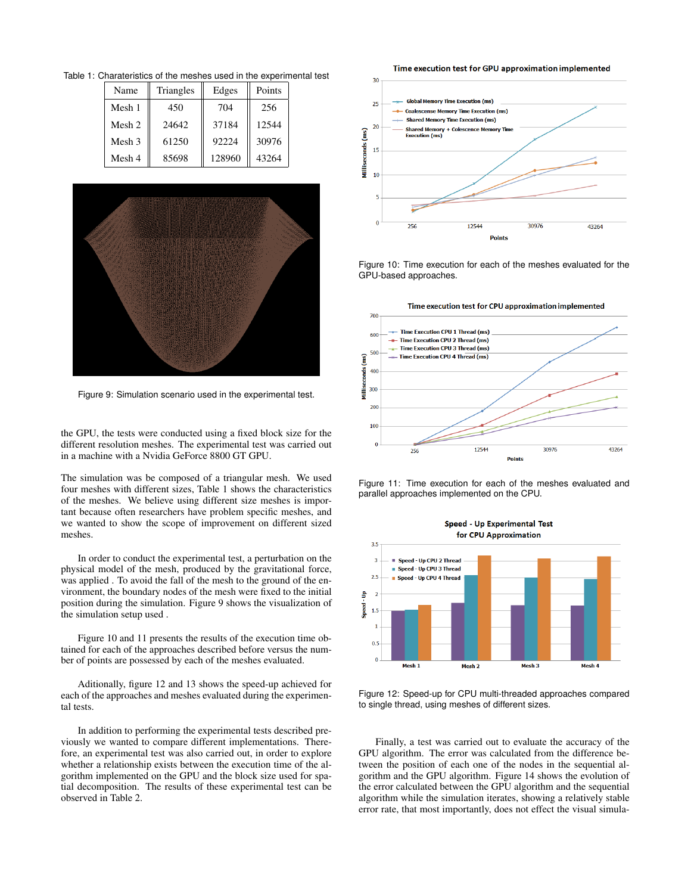Table 1: Charateristics of the meshes used in the experimental test

| Name | Triangles | Edges | Points |
|---|---|---|---|
| Mesh 1 | 450 | 704 | 256 |
| Mesh 2 | 24642 | 37184 | 12544 |
| Mesh 3 | 61250 | 92224 | 30976 |
| Mesh 4 | 85698 | 128960 | 43264 |

Figure 9: Simulation scenario used in the experimental test.

the GPU, the tests were conducted using a fixed block size for the different resolution meshes. The experimental test was carried out in a machine with a Nvidia GeForce 8800 GT GPU.

The simulation was be composed of a triangular mesh. We used four meshes with different sizes, Table 1 shows the characteristics of the meshes. We believe using different size meshes is important because often researchers have problem specific meshes, and we wanted to show the scope of improvement on different sized meshes.

In order to conduct the experimental test, a perturbation on the physical model of the mesh, produced by the gravitational force, was applied . To avoid the fall of the mesh to the ground of the environment, the boundary nodes of the mesh were fixed to the initial position during the simulation. Figure 9 shows the visualization of the simulation setup used .

Figure 10 and 11 presents the results of the execution time obtained for each of the approaches described before versus the number of points are possessed by each of the meshes evaluated.

Aditionally, figure 12 and 13 shows the speed-up achieved for each of the approaches and meshes evaluated during the experimental tests.

In addition to performing the experimental tests described previously we wanted to compare different implementations. Therefore, an experimental test was also carried out, in order to explore whether a relationship exists between the execution time of the algorithm implemented on the GPU and the block size used for spatial decomposition. The results of these experimental test can be observed in Table 2.

Figure 10: Time execution for each of the meshes evaluated for the GPU-based approaches.

Figure 11: Time execution for each of the meshes evaluated and parallel approaches implemented on the CPU.

Figure 12: Speed-up for CPU multi-threaded approaches compared to single thread, using meshes of different sizes.

Finally, a test was carried out to evaluate the accuracy of the GPU algorithm. The error was calculated from the difference between the position of each one of the nodes in the sequential algorithm and the GPU algorithm. Figure 14 shows the evolution of the error calculated between the GPU algorithm and the sequential algorithm while the simulation iterates, showing a relatively stable error rate, that most importantly, does not effect the visual simula-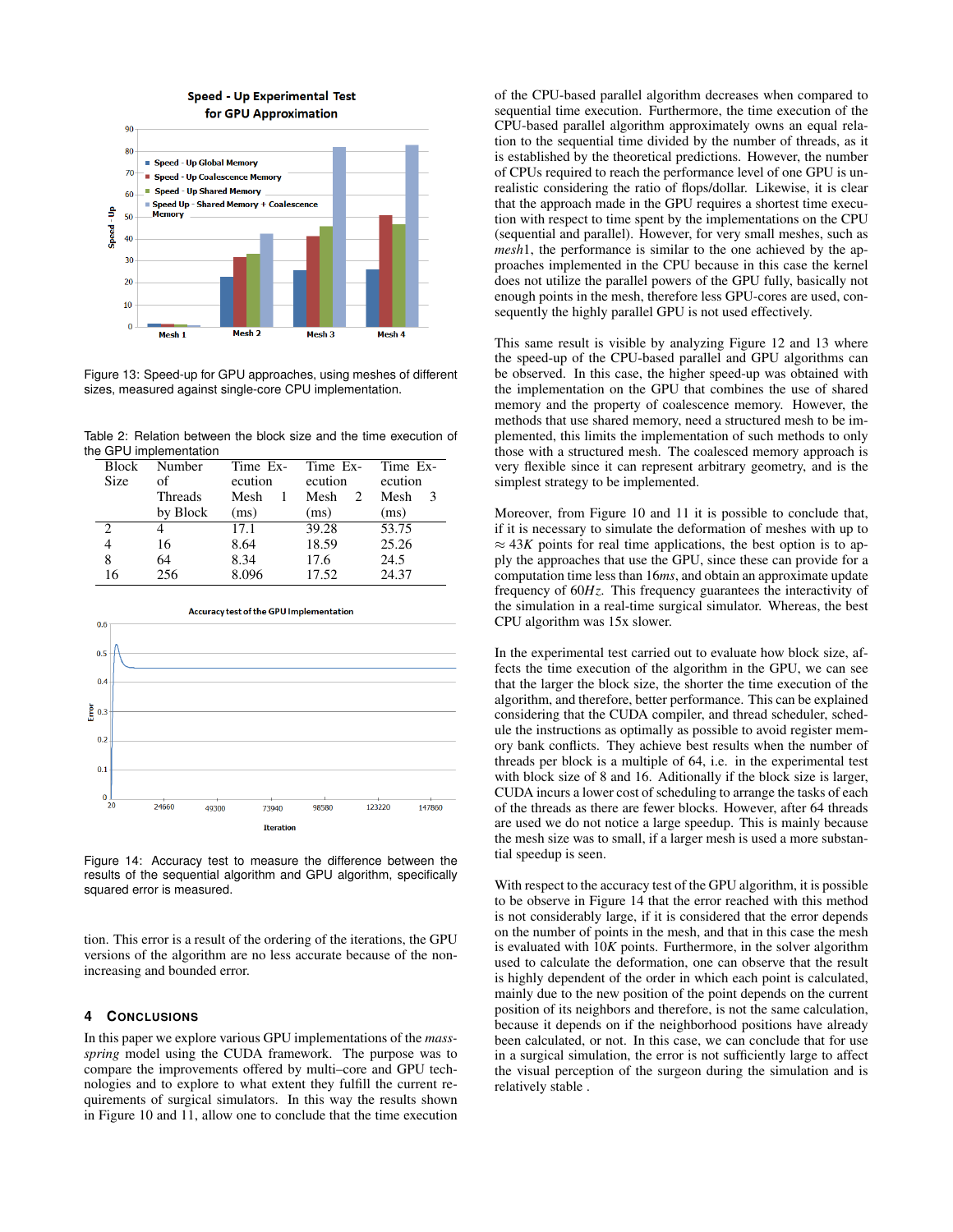Figure 13: Speed-up for GPU approaches, using meshes of different sizes, measured against single-core CPU implementation.

Table 2: Relation between the block size and the time execution of the GPU implementation

| Block Size | Number of Threads by Block | Time Execution Mesh 1 (ms) | Time Execution Mesh 2 (ms) | Time Execution Mesh 3 (ms) |
|---|---|---|---|---|
| 2 | 4 | 17.1 | 39.28 | 53.75 |
| 4 | 16 | 8.64 | 18.59 | 25.26 |
| 8 | 64 | 8.34 | 17.6 | 24.5 |
| 16 | 256 | 8.096 | 17.52 | 24.37 |

Figure 14: Accuracy test to measure the difference between the results of the sequential algorithm and GPU algorithm, specifically squared error is measured.

tion. This error is a result of the ordering of the iterations, the GPU versions of the algorithm are no less accurate because of the non-increasing and bounded error.

## 4 Conclusions

In this paper we explore various GPU implementations of the *mass-spring* model using the CUDA framework. The purpose was to compare the improvements offered by multi–core and GPU technologies and to explore to what extent they fulfill the current requirements of surgical simulators. In this way the results shown in Figure 10 and 11, allow one to conclude that the time execution of the CPU-based parallel algorithm decreases when compared to sequential time execution. Furthermore, the time execution of the CPU-based parallel algorithm approximately owns an equal relation to the sequential time divided by the number of threads, as it is established by the theoretical predictions. However, the number of CPUs required to reach the performance level of one GPU is unrealistic considering the ratio of flops/dollar. Likewise, it is clear that the approach made in the GPU requires a shortest time execution with respect to time spent by the implementations on the CPU (sequential and parallel). However, for very small meshes, such as *mesh*1, the performance is similar to the one achieved by the approaches implemented in the CPU because in this case the kernel does not utilize the parallel powers of the GPU fully, basically not enough points in the mesh, therefore less GPU-cores are used, consequently the highly parallel GPU is not used effectively.

This same result is visible by analyzing Figure 12 and 13 where the speed-up of the CPU-based parallel and GPU algorithms can be observed. In this case, the higher speed-up was obtained with the implementation on the GPU that combines the use of shared memory and the property of coalescence memory. However, the methods that use shared memory, need a structured mesh to be implemented, this limits the implementation of such methods to only those with a structured mesh. The coalesced memory approach is very flexible since it can represent arbitrary geometry, and is the simplest strategy to be implemented.

Moreover, from Figure 10 and 11 it is possible to conclude that, if it is necessary to simulate the deformation of meshes with up to $\approx 43K$ points for real time applications, the best option is to apply the approaches that use the GPU, since these can provide for a computation time less than $16ms$, and obtain an approximate update frequency of $60Hz$. This frequency guarantees the interactivity of the simulation in a real-time surgical simulator. Whereas, the best CPU algorithm was 15x slower.

In the experimental test carried out to evaluate how block size, affects the time execution of the algorithm in the GPU, we can see that the larger the block size, the shorter the time execution of the algorithm, and therefore, better performance. This can be explained considering that the CUDA compiler, and thread scheduler, schedule the instructions as optimally as possible to avoid register memory bank conflicts. They achieve best results when the number of threads per block is a multiple of 64, i.e. in the experimental test with block size of 8 and 16. Aditionally if the block size is larger, CUDA incurs a lower cost of scheduling to arrange the tasks of each of the threads as there are fewer blocks. However, after 64 threads are used we do not notice a large speedup. This is mainly because the mesh size was to small, if a larger mesh is used a more substantial speedup is seen.

With respect to the accuracy test of the GPU algorithm, it is possible to be observe in Figure 14 that the error reached with this method is not considerably large, if it is considered that the error depends on the number of points in the mesh, and that in this case the mesh is evaluated with $10K$ points. Furthermore, in the solver algorithm used to calculate the deformation, one can observe that the result is highly dependent of the order in which each point is calculated, mainly due to the new position of the point depends on the current position of its neighbors and therefore, is not the same calculation, because it depends on if the neighborhood positions have already been calculated, or not. In this case, we can conclude that for use in a surgical simulation, the error is not sufficiently large to affect the visual perception of the surgeon during the simulation and is relatively stable .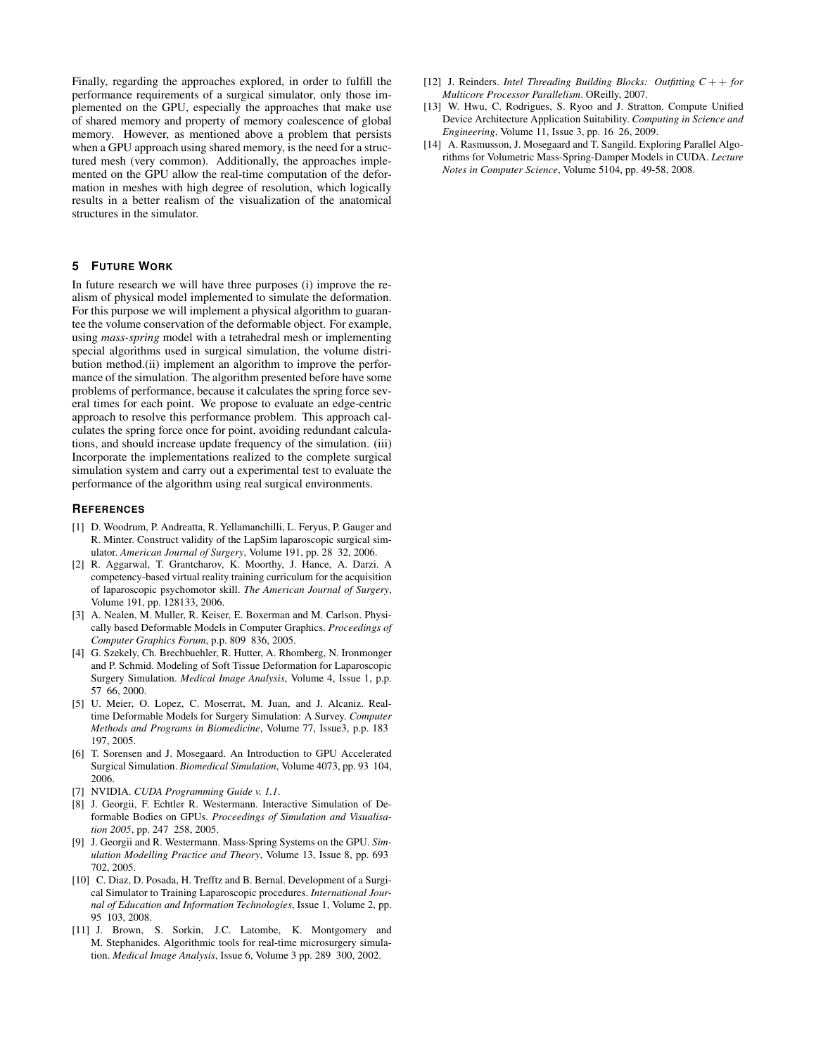Finally, regarding the approaches explored, in order to fulfill the performance requirements of a surgical simulator, only those implemented on the GPU, especially the approaches that make use of shared memory and property of memory coalescence of global memory. However, as mentioned above a problem that persists when a GPU approach using shared memory, is the need for a structured mesh (very common). Additionally, the approaches implemented on the GPU allow the real-time computation of the deformation in meshes with high degree of resolution, which logically results in a better realism of the visualization of the anatomical structures in the simulator.

## 5 Future Work

In future research we will have three purposes (i) improve the realism of physical model implemented to simulate the deformation. For this purpose we will implement a physical algorithm to guarantee the volume conservation of the deformable object. For example, using *mass-spring* model with a tetrahedral mesh or implementing special algorithms used in surgical simulation, the volume distribution method.(ii) implement an algorithm to improve the performance of the simulation. The algorithm presented before have some problems of performance, because it calculates the spring force several times for each point. We propose to evaluate an edge-centric approach to resolve this performance problem. This approach calculates the spring force once for point, avoiding redundant calculations, and should increase update frequency of the simulation. (iii) Incorporate the implementations realized to the complete surgical simulation system and carry out a experimental test to evaluate the performance of the algorithm using real surgical environments.

## References

[1] D. Woodrum, P. Andreatta, R. Yellamanchilli, L. Feryus, P. Gauger and R. Minter. Construct validity of the LapSim laparoscopic surgical simulator. *American Journal of Surgery*, Volume 191, pp. 28 32, 2006.

[2] R. Aggarwal, T. Grantcharov, K. Moorthy, J. Hance, A. Darzi. A competency-based virtual reality training curriculum for the acquisition of laparoscopic psychomotor skill. *The American Journal of Surgery*, Volume 191, pp. 128133, 2006.

[3] A. Nealen, M. Muller, R. Keiser, E. Boxerman and M. Carlson. Physically based Deformable Models in Computer Graphics. *Proceedings of Computer Graphics Forum*, p.p. 809 836, 2005.

[4] G. Szekely, Ch. Brechbuehler, R. Hutter, A. Rhomberg, N. Ironmonger and P. Schmid. Modeling of Soft Tissue Deformation for Laparoscopic Surgery Simulation. *Medical Image Analysis*, Volume 4, Issue 1, p.p. 57 66, 2000.

[5] U. Meier, O. Lopez, C. Moserrat, M. Juan, and J. Alcaniz. Real-time Deformable Models for Surgery Simulation: A Survey. *Computer Methods and Programs in Biomedicine*, Volume 77, Issue3, p.p. 183 197, 2005.

[6] T. Sorensen and J. Mosegaard. An Introduction to GPU Accelerated Surgical Simulation. *Biomedical Simulation*, Volume 4073, pp. 93 104, 2006.

[7] NVIDIA. *CUDA Programming Guide v. 1.1*.

[8] J. Georgii, F. Echtler R. Westermann. Interactive Simulation of Deformable Bodies on GPUs. *Proceedings of Simulation and Visualisation 2005*, pp. 247 258, 2005.

[9] J. Georgii and R. Westermann. Mass-Spring Systems on the GPU. *Simulation Modelling Practice and Theory*, Volume 13, Issue 8, pp. 693 702, 2005.

[10] C. Diaz, D. Posada, H. Trefftz and B. Bernal. Development of a Surgical Simulator to Training Laparoscopic procedures. *International Journal of Education and Information Technologies*, Issue 1, Volume 2, pp. 95 103, 2008.

[11] J. Brown, S. Sorkin, J.C. Latombe, K. Montgomery and M. Stephanides. Algorithmic tools for real-time microsurgery simulation. *Medical Image Analysis*, Issue 6, Volume 3 pp. 289 300, 2002.

[12] J. Reinders. *Intel Threading Building Blocks: Outfitting $C++$ for Multicore Processor Parallelism*. OReilly, 2007.

[13] W. Hwu, C. Rodrigues, S. Ryoo and J. Stratton. Compute Unified Device Architecture Application Suitability. *Computing in Science and Engineering*, Volume 11, Issue 3, pp. 16 26, 2009.

[14] A. Rasmusson, J. Mosegaard and T. Sangild. Exploring Parallel Algorithms for Volumetric Mass-Spring-Damper Models in CUDA. *Lecture Notes in Computer Science*, Volume 5104, pp. 49-58, 2008.